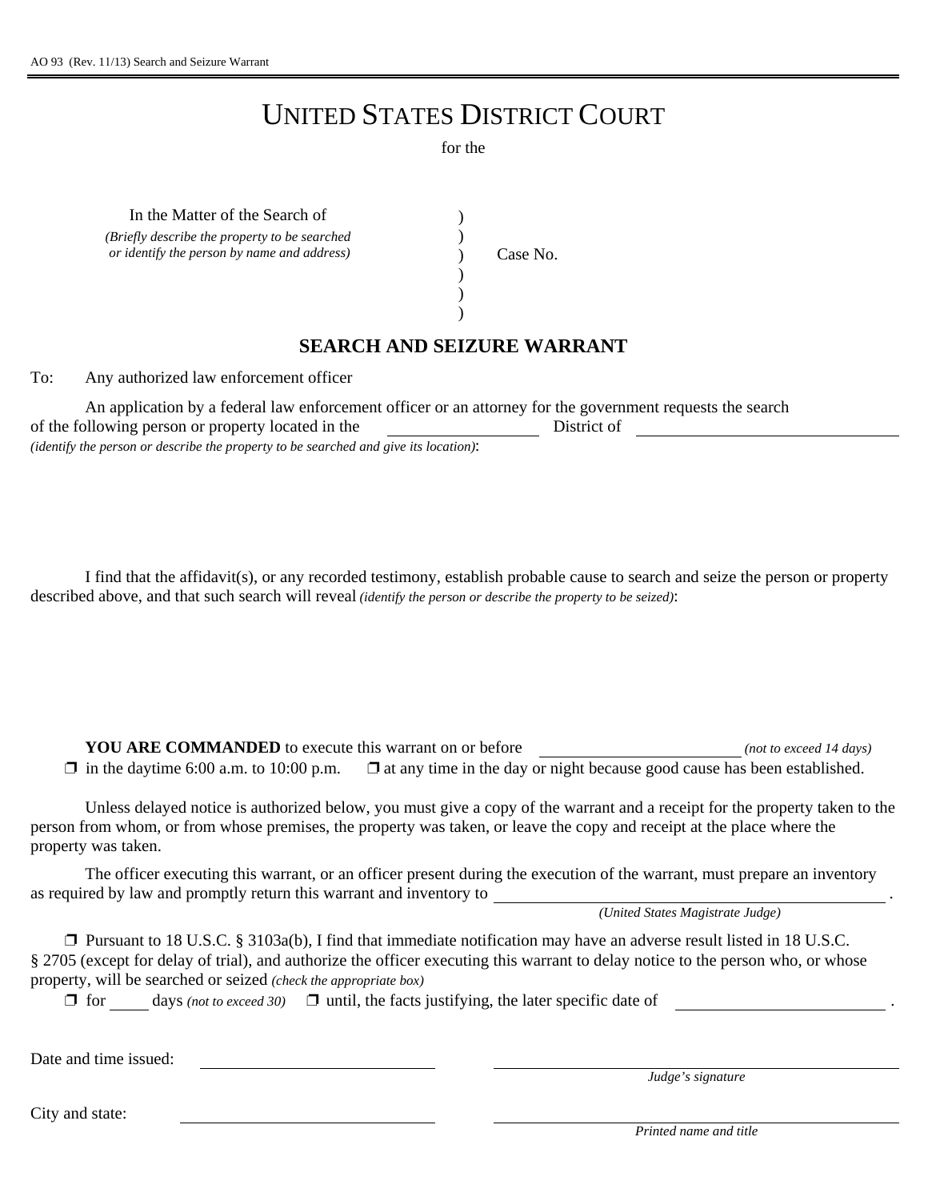AO 93 (Rev. 11/13) Search and Seizure Warrant

# UNITED STATES DISTRICT COURT

for the

In the Matter of the Search of
*(Briefly describe the property to be searched or identify the person by name and address)*

Case No.

## SEARCH AND SEIZURE WARRANT

To: Any authorized law enforcement officer

An application by a federal law enforcement officer or an attorney for the government requests the search of the following person or property located in the ____________ District of ____________
*(identify the person or describe the property to be searched and give its location)*:

I find that the affidavit(s), or any recorded testimony, establish probable cause to search and seize the person or property described above, and that such search will reveal *(identify the person or describe the property to be seized)*:

**YOU ARE COMMANDED** to execute this warrant on or before ____________ *(not to exceed 14 days)*

❐ in the daytime 6:00 a.m. to 10:00 p.m. ❐ at any time in the day or night because good cause has been established.

Unless delayed notice is authorized below, you must give a copy of the warrant and a receipt for the property taken to the person from whom, or from whose premises, the property was taken, or leave the copy and receipt at the place where the property was taken.

The officer executing this warrant, or an officer present during the execution of the warrant, must prepare an inventory as required by law and promptly return this warrant and inventory to ____________________ .
*(United States Magistrate Judge)*

❐ Pursuant to 18 U.S.C. § 3103a(b), I find that immediate notification may have an adverse result listed in 18 U.S.C. § 2705 (except for delay of trial), and authorize the officer executing this warrant to delay notice to the person who, or whose property, will be searched or seized *(check the appropriate box)*

❐ for _____ days *(not to exceed 30)* ❐ until, the facts justifying, the later specific date of ____________ .

Date and time issued: ____________ ____________
*Judge's signature*

City and state: ____________ ____________
*Printed name and title*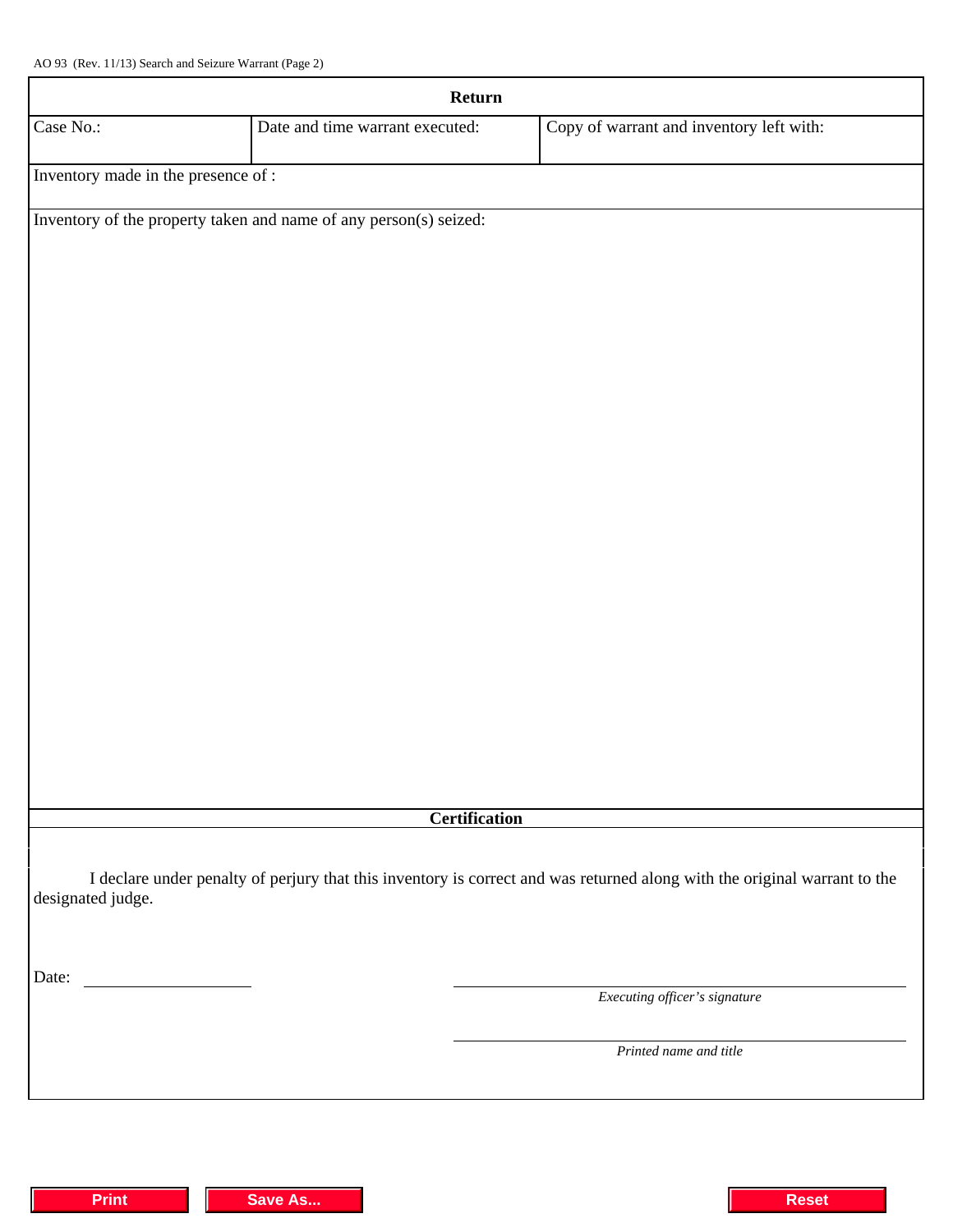AO 93 (Rev. 11/13) Search and Seizure Warrant (Page 2)

## Return

| Case No.: | Date and time warrant executed: | Copy of warrant and inventory left with: |
| --- | --- | --- |

Inventory made in the presence of :

Inventory of the property taken and name of any person(s) seized:

## Certification

I declare under penalty of perjury that this inventory is correct and was returned along with the original warrant to the designated judge.

Date: ____________________

____________________________________
*Executing officer's signature*

____________________________________
*Printed name and title*

Print    Save As...    Reset